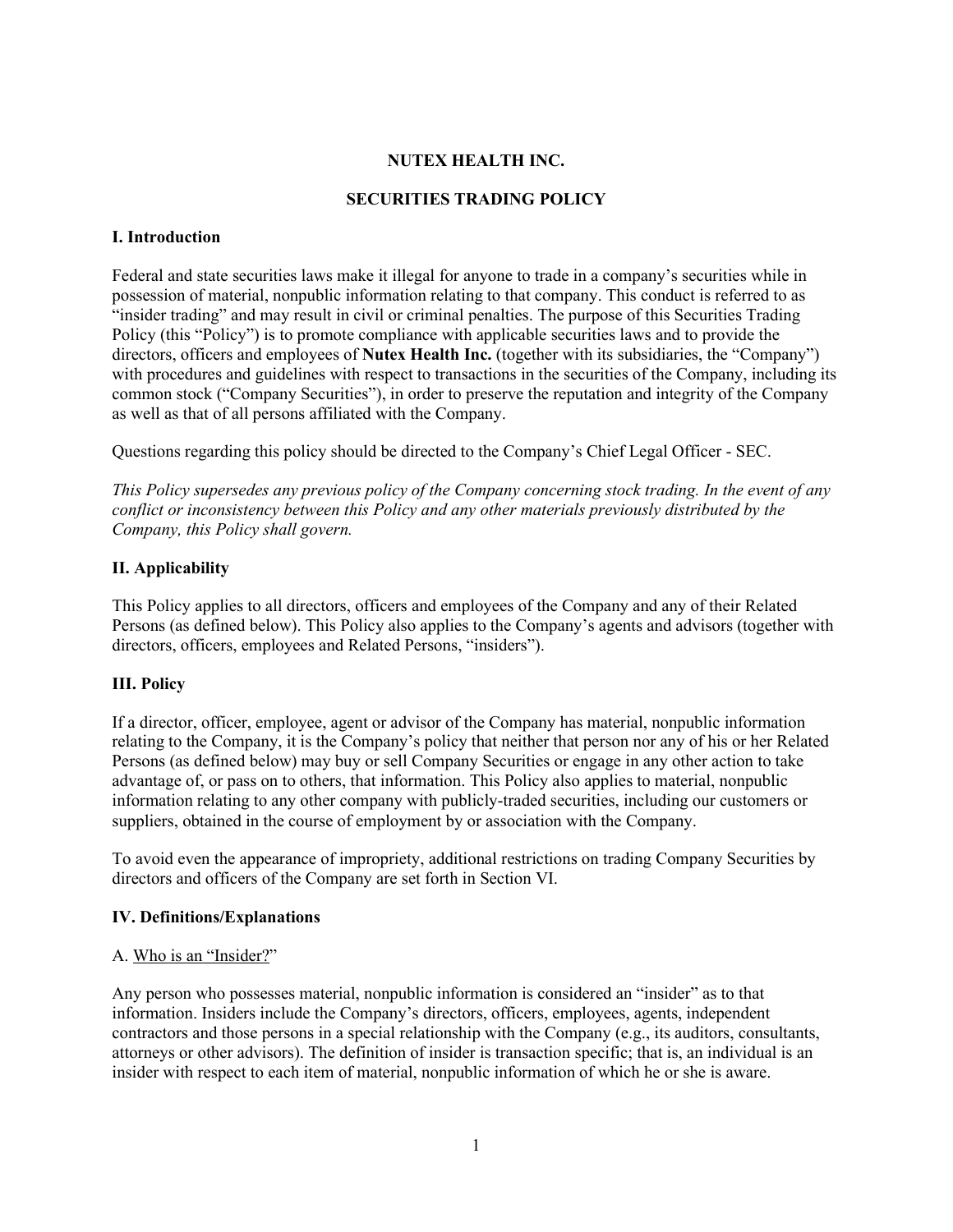# NUTEX HEALTH INC.

## SECURITIES TRADING POLICY

### I. Introduction

Federal and state securities laws make it illegal for anyone to trade in a company's securities while in possession of material, nonpublic information relating to that company. This conduct is referred to as "insider trading" and may result in civil or criminal penalties. The purpose of this Securities Trading Policy (this "Policy") is to promote compliance with applicable securities laws and to provide the directors, officers and employees of **Nutex Health Inc.** (together with its subsidiaries, the "Company") with procedures and guidelines with respect to transactions in the securities of the Company, including its common stock ("Company Securities"), in order to preserve the reputation and integrity of the Company as well as that of all persons affiliated with the Company.

Questions regarding this policy should be directed to the Company's Chief Legal Officer - SEC.

*This Policy supersedes any previous policy of the Company concerning stock trading. In the event of any conflict or inconsistency between this Policy and any other materials previously distributed by the Company, this Policy shall govern.*

### II. Applicability

This Policy applies to all directors, officers and employees of the Company and any of their Related Persons (as defined below). This Policy also applies to the Company's agents and advisors (together with directors, officers, employees and Related Persons, "insiders").

### III. Policy

If a director, officer, employee, agent or advisor of the Company has material, nonpublic information relating to the Company, it is the Company's policy that neither that person nor any of his or her Related Persons (as defined below) may buy or sell Company Securities or engage in any other action to take advantage of, or pass on to others, that information. This Policy also applies to material, nonpublic information relating to any other company with publicly-traded securities, including our customers or suppliers, obtained in the course of employment by or association with the Company.

To avoid even the appearance of impropriety, additional restrictions on trading Company Securities by directors and officers of the Company are set forth in Section VI.

### IV. Definitions/Explanations

A. <u>Who is an "Insider?"</u>

Any person who possesses material, nonpublic information is considered an "insider" as to that information. Insiders include the Company's directors, officers, employees, agents, independent contractors and those persons in a special relationship with the Company (e.g., its auditors, consultants, attorneys or other advisors). The definition of insider is transaction specific; that is, an individual is an insider with respect to each item of material, nonpublic information of which he or she is aware.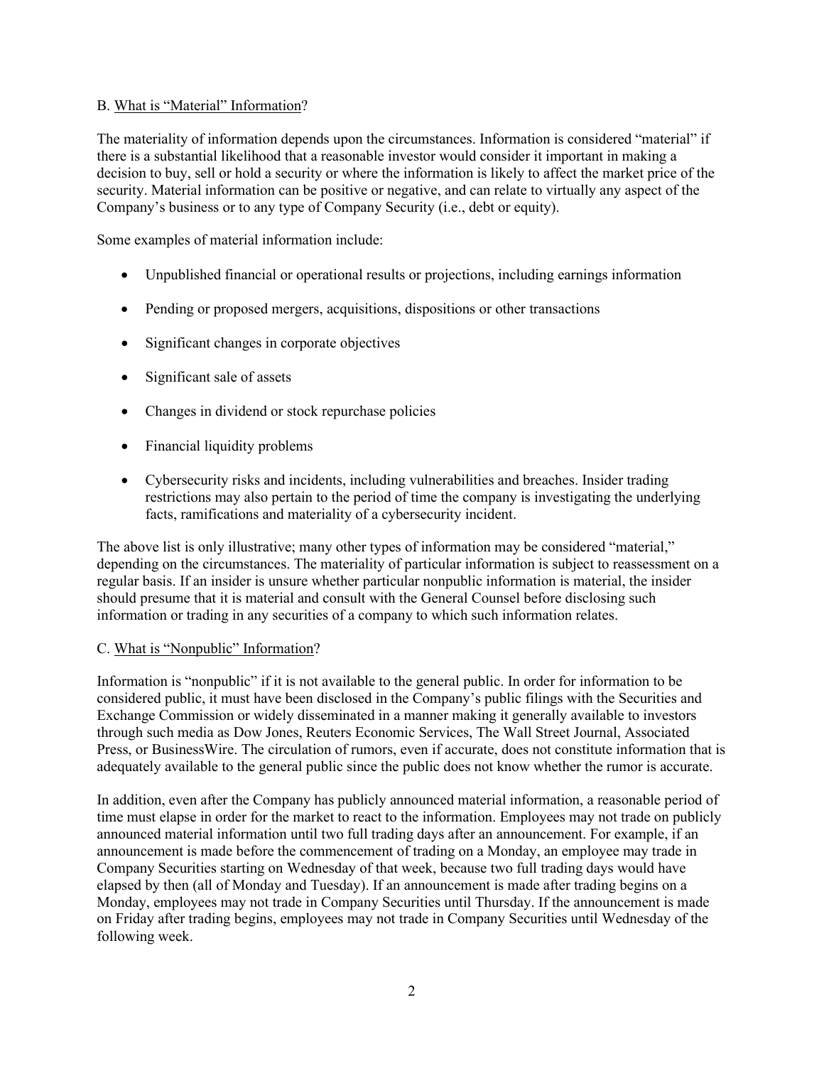### B. What is "Material" Information?

The materiality of information depends upon the circumstances. Information is considered "material" if there is a substantial likelihood that a reasonable investor would consider it important in making a decision to buy, sell or hold a security or where the information is likely to affect the market price of the security. Material information can be positive or negative, and can relate to virtually any aspect of the Company's business or to any type of Company Security (i.e., debt or equity).

Some examples of material information include:

- Unpublished financial or operational results or projections, including earnings information
- Pending or proposed mergers, acquisitions, dispositions or other transactions
- Significant changes in corporate objectives
- Significant sale of assets
- Changes in dividend or stock repurchase policies
- Financial liquidity problems
- Cybersecurity risks and incidents, including vulnerabilities and breaches. Insider trading restrictions may also pertain to the period of time the company is investigating the underlying facts, ramifications and materiality of a cybersecurity incident.

The above list is only illustrative; many other types of information may be considered "material," depending on the circumstances. The materiality of particular information is subject to reassessment on a regular basis. If an insider is unsure whether particular nonpublic information is material, the insider should presume that it is material and consult with the General Counsel before disclosing such information or trading in any securities of a company to which such information relates.

### C. What is "Nonpublic" Information?

Information is "nonpublic" if it is not available to the general public. In order for information to be considered public, it must have been disclosed in the Company's public filings with the Securities and Exchange Commission or widely disseminated in a manner making it generally available to investors through such media as Dow Jones, Reuters Economic Services, The Wall Street Journal, Associated Press, or BusinessWire. The circulation of rumors, even if accurate, does not constitute information that is adequately available to the general public since the public does not know whether the rumor is accurate.

In addition, even after the Company has publicly announced material information, a reasonable period of time must elapse in order for the market to react to the information. Employees may not trade on publicly announced material information until two full trading days after an announcement. For example, if an announcement is made before the commencement of trading on a Monday, an employee may trade in Company Securities starting on Wednesday of that week, because two full trading days would have elapsed by then (all of Monday and Tuesday). If an announcement is made after trading begins on a Monday, employees may not trade in Company Securities until Thursday. If the announcement is made on Friday after trading begins, employees may not trade in Company Securities until Wednesday of the following week.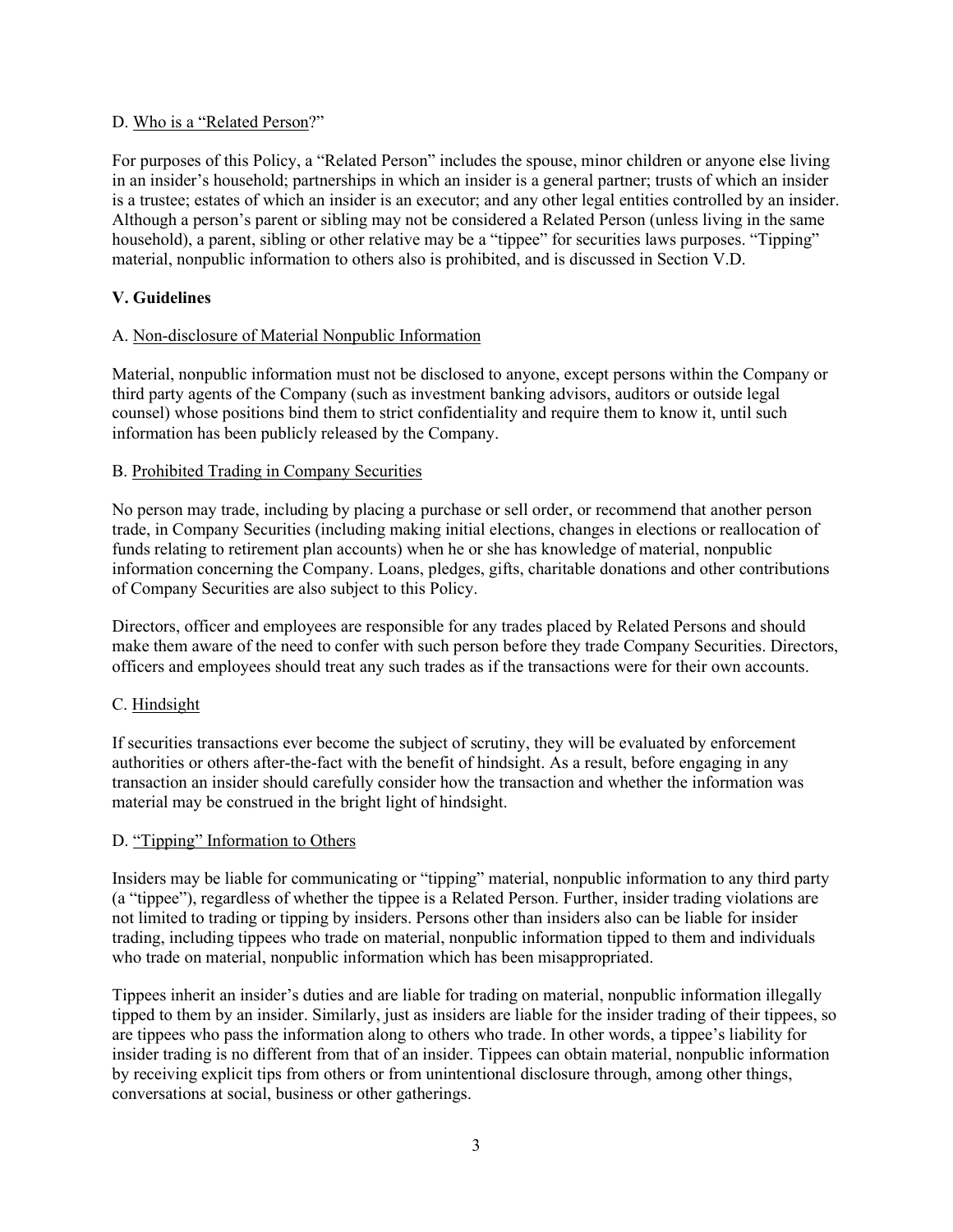D. Who is a "Related Person?"

For purposes of this Policy, a "Related Person" includes the spouse, minor children or anyone else living in an insider's household; partnerships in which an insider is a general partner; trusts of which an insider is a trustee; estates of which an insider is an executor; and any other legal entities controlled by an insider. Although a person's parent or sibling may not be considered a Related Person (unless living in the same household), a parent, sibling or other relative may be a "tippee" for securities laws purposes. "Tipping" material, nonpublic information to others also is prohibited, and is discussed in Section V.D.

## V. Guidelines

A. Non-disclosure of Material Nonpublic Information

Material, nonpublic information must not be disclosed to anyone, except persons within the Company or third party agents of the Company (such as investment banking advisors, auditors or outside legal counsel) whose positions bind them to strict confidentiality and require them to know it, until such information has been publicly released by the Company.

B. Prohibited Trading in Company Securities

No person may trade, including by placing a purchase or sell order, or recommend that another person trade, in Company Securities (including making initial elections, changes in elections or reallocation of funds relating to retirement plan accounts) when he or she has knowledge of material, nonpublic information concerning the Company. Loans, pledges, gifts, charitable donations and other contributions of Company Securities are also subject to this Policy.

Directors, officer and employees are responsible for any trades placed by Related Persons and should make them aware of the need to confer with such person before they trade Company Securities. Directors, officers and employees should treat any such trades as if the transactions were for their own accounts.

C. Hindsight

If securities transactions ever become the subject of scrutiny, they will be evaluated by enforcement authorities or others after-the-fact with the benefit of hindsight. As a result, before engaging in any transaction an insider should carefully consider how the transaction and whether the information was material may be construed in the bright light of hindsight.

D. "Tipping" Information to Others

Insiders may be liable for communicating or "tipping" material, nonpublic information to any third party (a "tippee"), regardless of whether the tippee is a Related Person. Further, insider trading violations are not limited to trading or tipping by insiders. Persons other than insiders also can be liable for insider trading, including tippees who trade on material, nonpublic information tipped to them and individuals who trade on material, nonpublic information which has been misappropriated.

Tippees inherit an insider's duties and are liable for trading on material, nonpublic information illegally tipped to them by an insider. Similarly, just as insiders are liable for the insider trading of their tippees, so are tippees who pass the information along to others who trade. In other words, a tippee's liability for insider trading is no different from that of an insider. Tippees can obtain material, nonpublic information by receiving explicit tips from others or from unintentional disclosure through, among other things, conversations at social, business or other gatherings.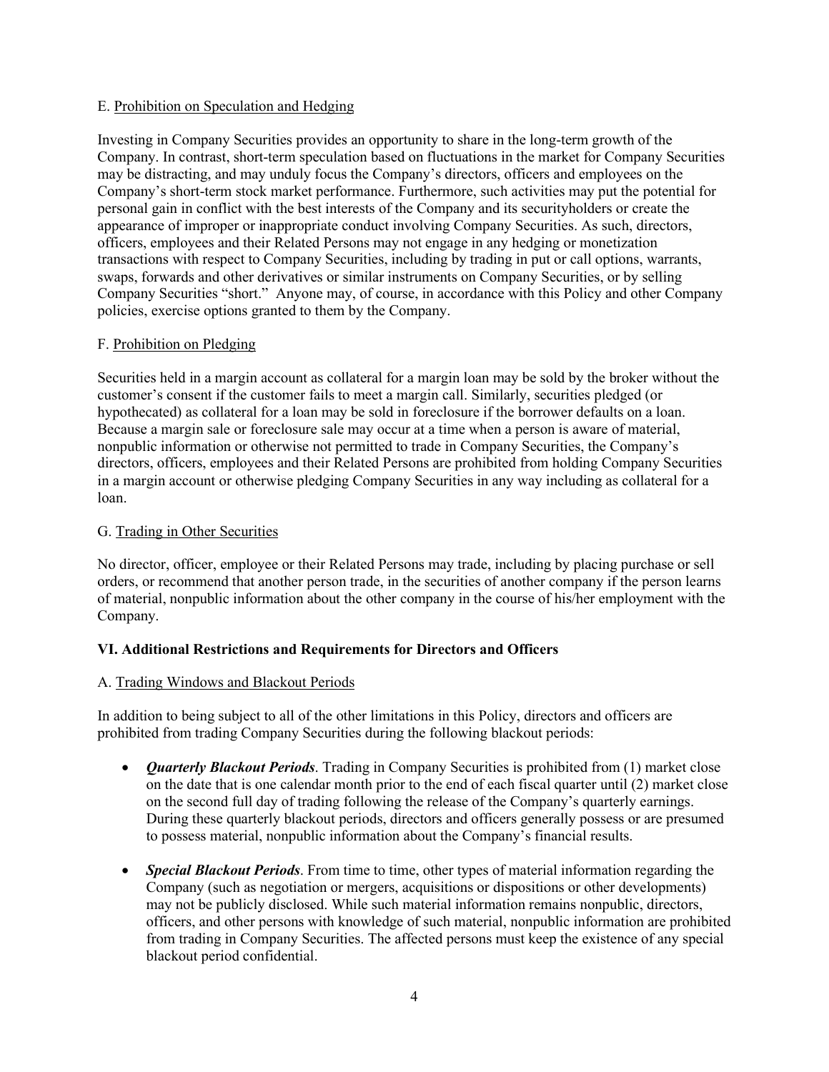E. <u>Prohibition on Speculation and Hedging</u>

Investing in Company Securities provides an opportunity to share in the long-term growth of the Company. In contrast, short-term speculation based on fluctuations in the market for Company Securities may be distracting, and may unduly focus the Company's directors, officers and employees on the Company's short-term stock market performance. Furthermore, such activities may put the potential for personal gain in conflict with the best interests of the Company and its securityholders or create the appearance of improper or inappropriate conduct involving Company Securities. As such, directors, officers, employees and their Related Persons may not engage in any hedging or monetization transactions with respect to Company Securities, including by trading in put or call options, warrants, swaps, forwards and other derivatives or similar instruments on Company Securities, or by selling Company Securities "short." Anyone may, of course, in accordance with this Policy and other Company policies, exercise options granted to them by the Company.

F. <u>Prohibition on Pledging</u>

Securities held in a margin account as collateral for a margin loan may be sold by the broker without the customer's consent if the customer fails to meet a margin call. Similarly, securities pledged (or hypothecated) as collateral for a loan may be sold in foreclosure if the borrower defaults on a loan. Because a margin sale or foreclosure sale may occur at a time when a person is aware of material, nonpublic information or otherwise not permitted to trade in Company Securities, the Company's directors, officers, employees and their Related Persons are prohibited from holding Company Securities in a margin account or otherwise pledging Company Securities in any way including as collateral for a loan.

G. <u>Trading in Other Securities</u>

No director, officer, employee or their Related Persons may trade, including by placing purchase or sell orders, or recommend that another person trade, in the securities of another company if the person learns of material, nonpublic information about the other company in the course of his/her employment with the Company.

## VI. Additional Restrictions and Requirements for Directors and Officers

A. <u>Trading Windows and Blackout Periods</u>

In addition to being subject to all of the other limitations in this Policy, directors and officers are prohibited from trading Company Securities during the following blackout periods:

- ***Quarterly Blackout Periods***. Trading in Company Securities is prohibited from (1) market close on the date that is one calendar month prior to the end of each fiscal quarter until (2) market close on the second full day of trading following the release of the Company's quarterly earnings. During these quarterly blackout periods, directors and officers generally possess or are presumed to possess material, nonpublic information about the Company's financial results.
- ***Special Blackout Periods***. From time to time, other types of material information regarding the Company (such as negotiation or mergers, acquisitions or dispositions or other developments) may not be publicly disclosed. While such material information remains nonpublic, directors, officers, and other persons with knowledge of such material, nonpublic information are prohibited from trading in Company Securities. The affected persons must keep the existence of any special blackout period confidential.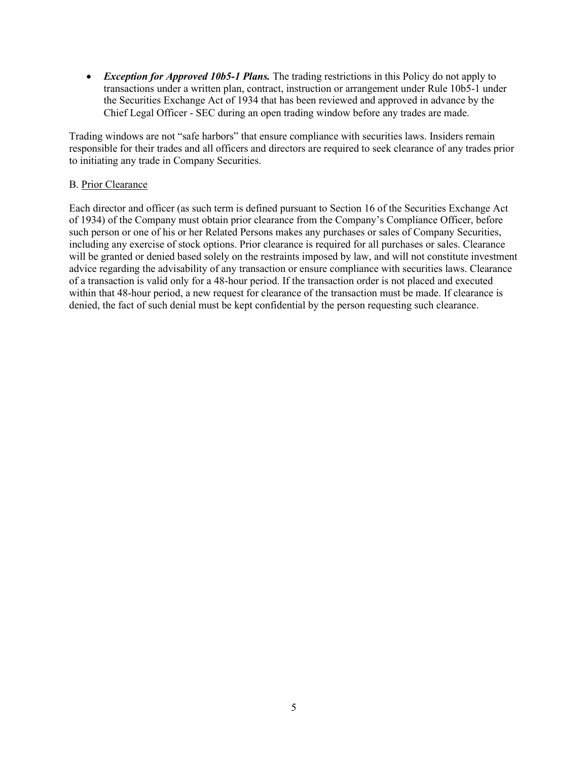- ***Exception for Approved 10b5-1 Plans.*** The trading restrictions in this Policy do not apply to transactions under a written plan, contract, instruction or arrangement under Rule 10b5-1 under the Securities Exchange Act of 1934 that has been reviewed and approved in advance by the Chief Legal Officer - SEC during an open trading window before any trades are made.

Trading windows are not "safe harbors" that ensure compliance with securities laws. Insiders remain responsible for their trades and all officers and directors are required to seek clearance of any trades prior to initiating any trade in Company Securities.

B. Prior Clearance

Each director and officer (as such term is defined pursuant to Section 16 of the Securities Exchange Act of 1934) of the Company must obtain prior clearance from the Company's Compliance Officer, before such person or one of his or her Related Persons makes any purchases or sales of Company Securities, including any exercise of stock options. Prior clearance is required for all purchases or sales. Clearance will be granted or denied based solely on the restraints imposed by law, and will not constitute investment advice regarding the advisability of any transaction or ensure compliance with securities laws. Clearance of a transaction is valid only for a 48-hour period. If the transaction order is not placed and executed within that 48-hour period, a new request for clearance of the transaction must be made. If clearance is denied, the fact of such denial must be kept confidential by the person requesting such clearance.